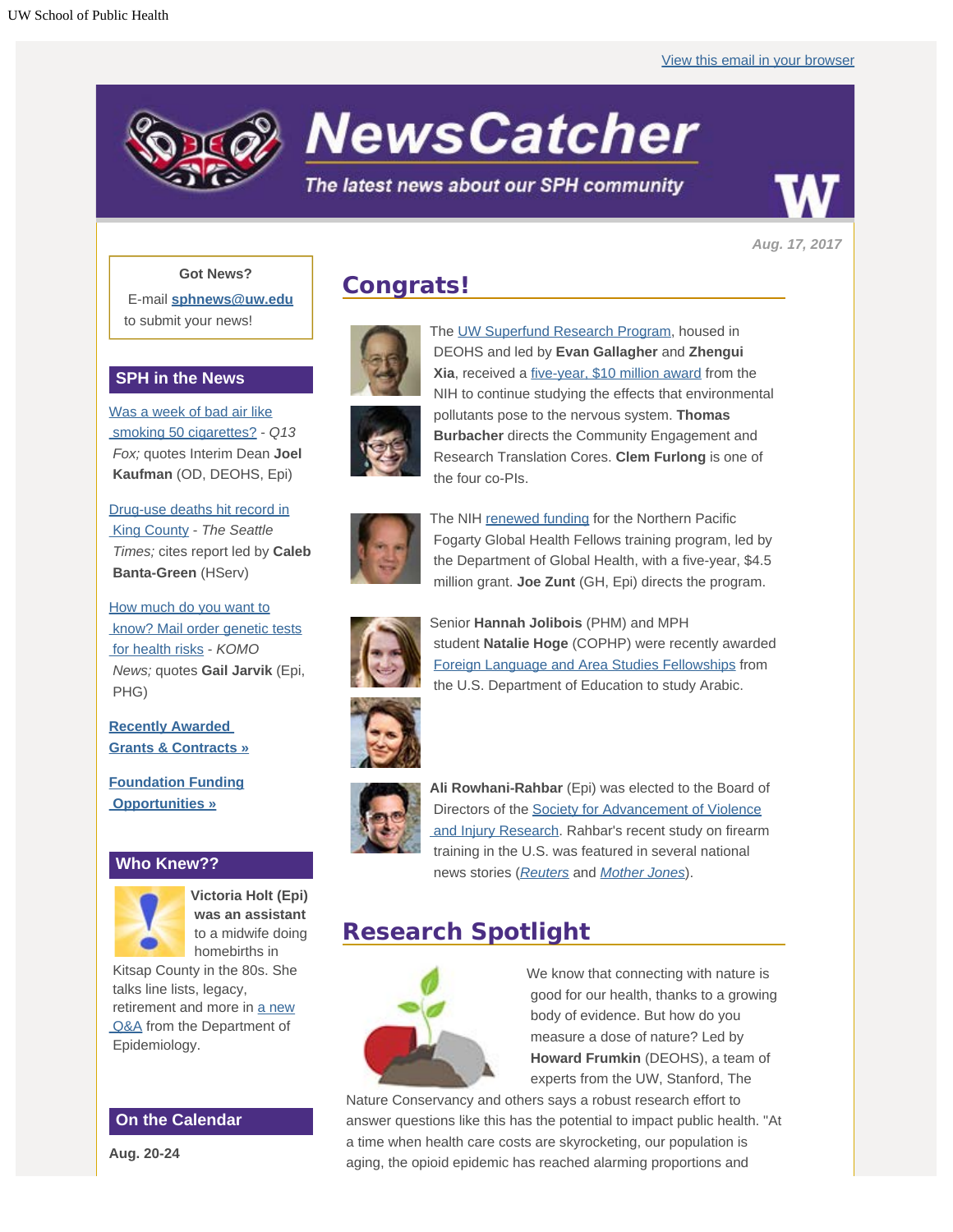UW School of Public Health

View this email in your browser

# NewsCatcher

*The latest news about our SPH community*

*Aug. 17, 2017*

**Got News?**

E-mail **sphnews@uw.edu** to submit your news!

## SPH in the News

Was a week of bad air like smoking 50 cigarettes? - *Q13 Fox;* quotes Interim Dean **Joel Kaufman** (OD, DEOHS, Epi)

Drug-use deaths hit record in King County - *The Seattle Times;* cites report led by **Caleb Banta-Green** (HServ)

How much do you want to know? Mail order genetic tests for health risks - *KOMO News;* quotes **Gail Jarvik** (Epi, PHG)

**Recently Awarded Grants & Contracts »**

**Foundation Funding Opportunities »**

## Who Knew??

**Victoria Holt (Epi) was an assistant** to a midwife doing homebirths in Kitsap County in the 80s. She talks line lists, legacy, retirement and more in a new Q&A from the Department of Epidemiology.

## On the Calendar

**Aug. 20-24**

## Congrats!

The UW Superfund Research Program, housed in DEOHS and led by **Evan Gallagher** and **Zhengui Xia**, received a five-year, $10 million award from the NIH to continue studying the effects that environmental pollutants pose to the nervous system. **Thomas Burbacher** directs the Community Engagement and Research Translation Cores. **Clem Furlong** is one of the four co-PIs.

The NIH renewed funding for the Northern Pacific Fogarty Global Health Fellows training program, led by the Department of Global Health, with a five-year, $4.5 million grant. **Joe Zunt** (GH, Epi) directs the program.

Senior **Hannah Jolibois** (PHM) and MPH student **Natalie Hoge** (COPHP) were recently awarded Foreign Language and Area Studies Fellowships from the U.S. Department of Education to study Arabic.

**Ali Rowhani-Rahbar** (Epi) was elected to the Board of Directors of the Society for Advancement of Violence and Injury Research. Rahbar's recent study on firearm training in the U.S. was featured in several national news stories (*Reuters* and *Mother Jones*).

## Research Spotlight

We know that connecting with nature is good for our health, thanks to a growing body of evidence. But how do you measure a dose of nature? Led by **Howard Frumkin** (DEOHS), a team of experts from the UW, Stanford, The Nature Conservancy and others says a robust research effort to answer questions like this has the potential to impact public health. "At a time when health care costs are skyrocketing, our population is aging, the opioid epidemic has reached alarming proportions and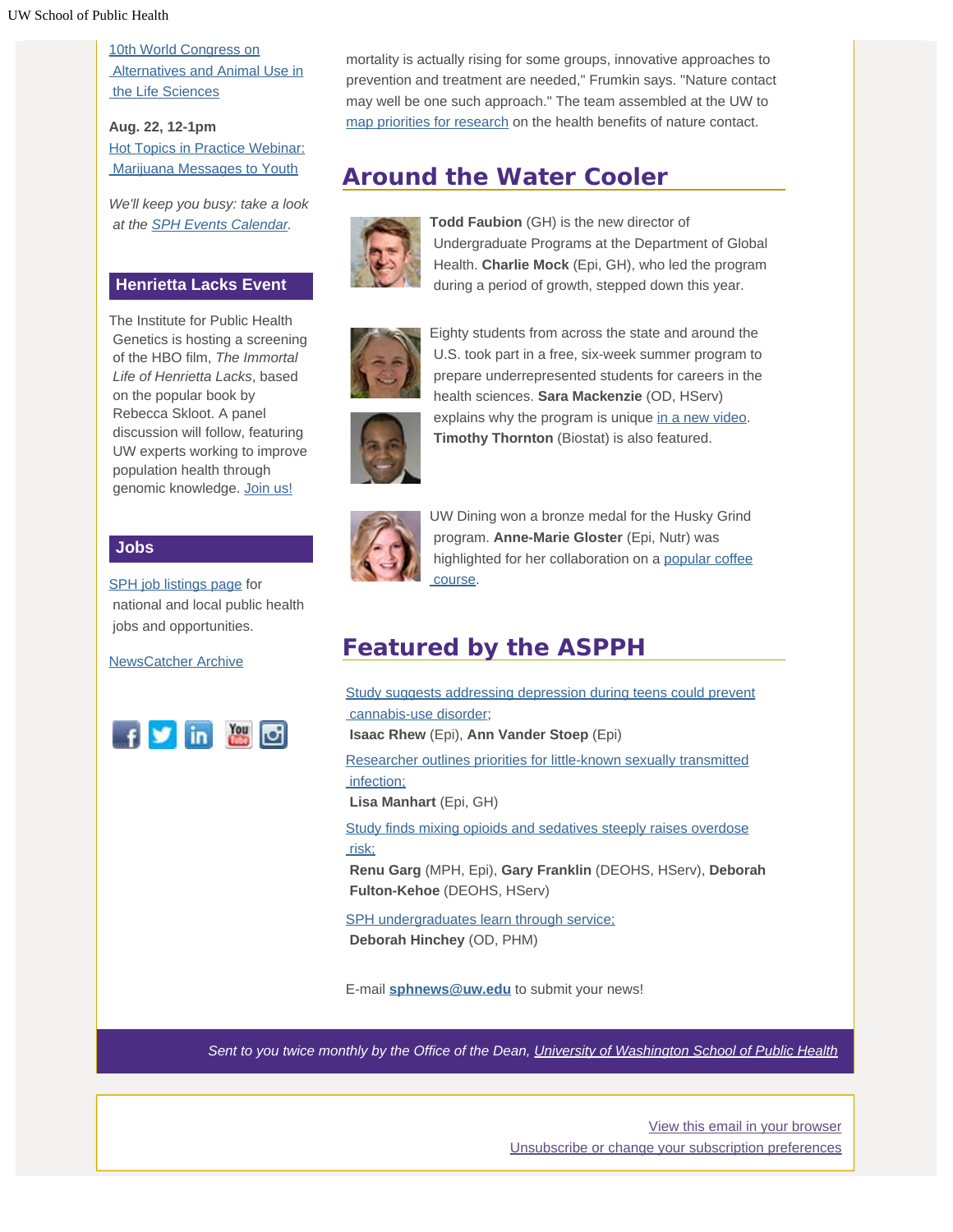10th World Congress on Alternatives and Animal Use in the Life Sciences

**Aug. 22, 12-1pm**
Hot Topics in Practice Webinar: Marijuana Messages to Youth

*We'll keep you busy: take a look at the SPH Events Calendar.*

## Henrietta Lacks Event

The Institute for Public Health Genetics is hosting a screening of the HBO film, *The Immortal Life of Henrietta Lacks*, based on the popular book by Rebecca Skloot. A panel discussion will follow, featuring UW experts working to improve population health through genomic knowledge. Join us!

## Jobs

SPH job listings page for national and local public health jobs and opportunities.

NewsCatcher Archive

mortality is actually rising for some groups, innovative approaches to prevention and treatment are needed," Frumkin says. "Nature contact may well be one such approach." The team assembled at the UW to map priorities for research on the health benefits of nature contact.

## Around the Water Cooler

**Todd Faubion** (GH) is the new director of Undergraduate Programs at the Department of Global Health. **Charlie Mock** (Epi, GH), who led the program during a period of growth, stepped down this year.

Eighty students from across the state and around the U.S. took part in a free, six-week summer program to prepare underrepresented students for careers in the health sciences. **Sara Mackenzie** (OD, HServ) explains why the program is unique in a new video. **Timothy Thornton** (Biostat) is also featured.

UW Dining won a bronze medal for the Husky Grind program. **Anne-Marie Gloster** (Epi, Nutr) was highlighted for her collaboration on a popular coffee course.

## Featured by the ASPPH

Study suggests addressing depression during teens could prevent cannabis-use disorder;
**Isaac Rhew** (Epi), **Ann Vander Stoep** (Epi)

Researcher outlines priorities for little-known sexually transmitted infection;
**Lisa Manhart** (Epi, GH)

Study finds mixing opioids and sedatives steeply raises overdose risk;
**Renu Garg** (MPH, Epi), **Gary Franklin** (DEOHS, HServ), **Deborah Fulton-Kehoe** (DEOHS, HServ)

SPH undergraduates learn through service;
**Deborah Hinchey** (OD, PHM)

E-mail **sphnews@uw.edu** to submit your news!

*Sent to you twice monthly by the Office of the Dean, University of Washington School of Public Health*

View this email in your browser
Unsubscribe or change your subscription preferences